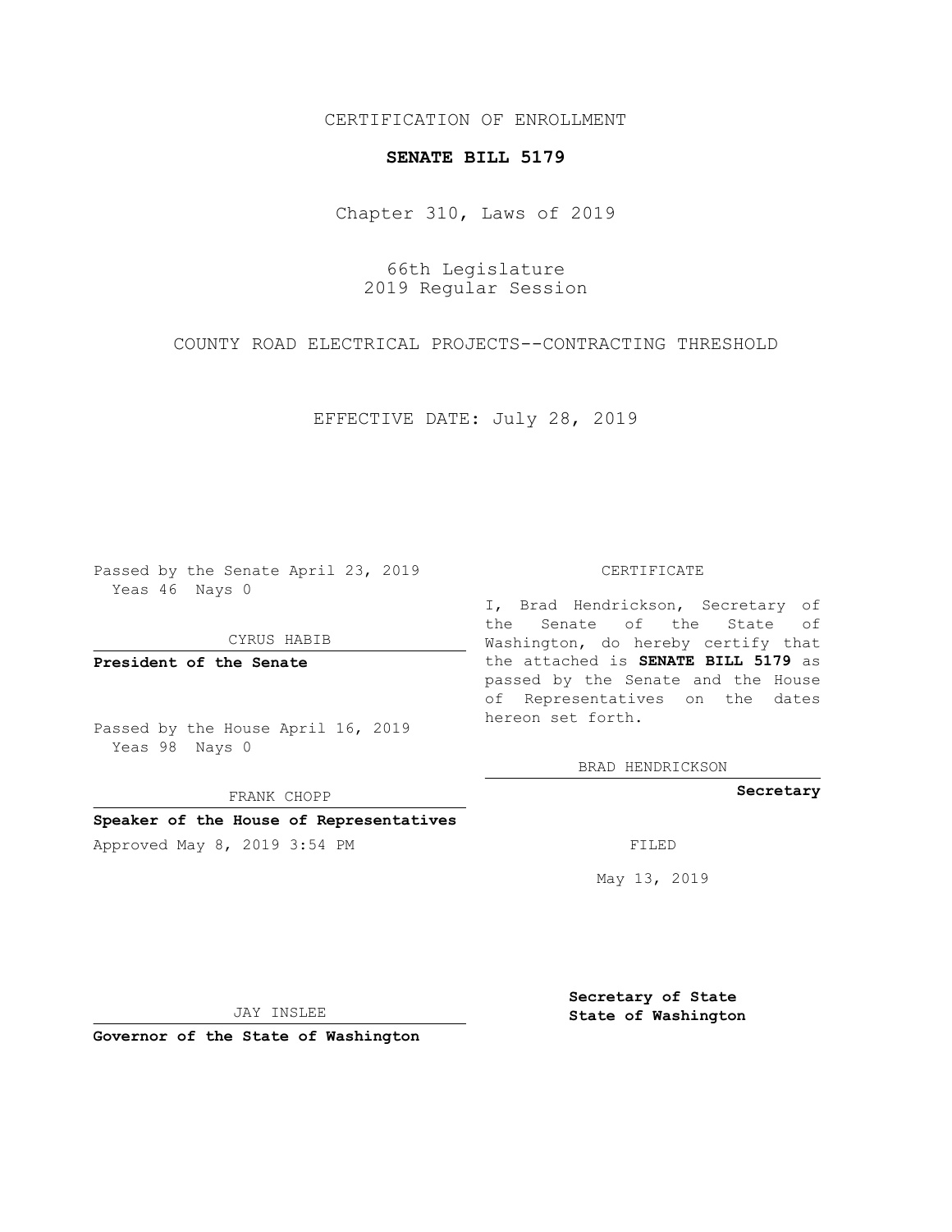CERTIFICATION OF ENROLLMENT

**SENATE BILL 5179**

Chapter 310, Laws of 2019

66th Legislature
2019 Regular Session

COUNTY ROAD ELECTRICAL PROJECTS--CONTRACTING THRESHOLD

EFFECTIVE DATE: July 28, 2019

Passed by the Senate April 23, 2019
Yeas 46 Nays 0

CYRUS HABIB

**President of the Senate**

Passed by the House April 16, 2019
Yeas 98 Nays 0

FRANK CHOPP

**Speaker of the House of Representatives**

Approved May 8, 2019 3:54 PM

JAY INSLEE

**Governor of the State of Washington**

CERTIFICATE

I, Brad Hendrickson, Secretary of the Senate of the State of Washington, do hereby certify that the attached is **SENATE BILL 5179** as passed by the Senate and the House of Representatives on the dates hereon set forth.

BRAD HENDRICKSON

**Secretary**

FILED

May 13, 2019

**Secretary of State**
**State of Washington**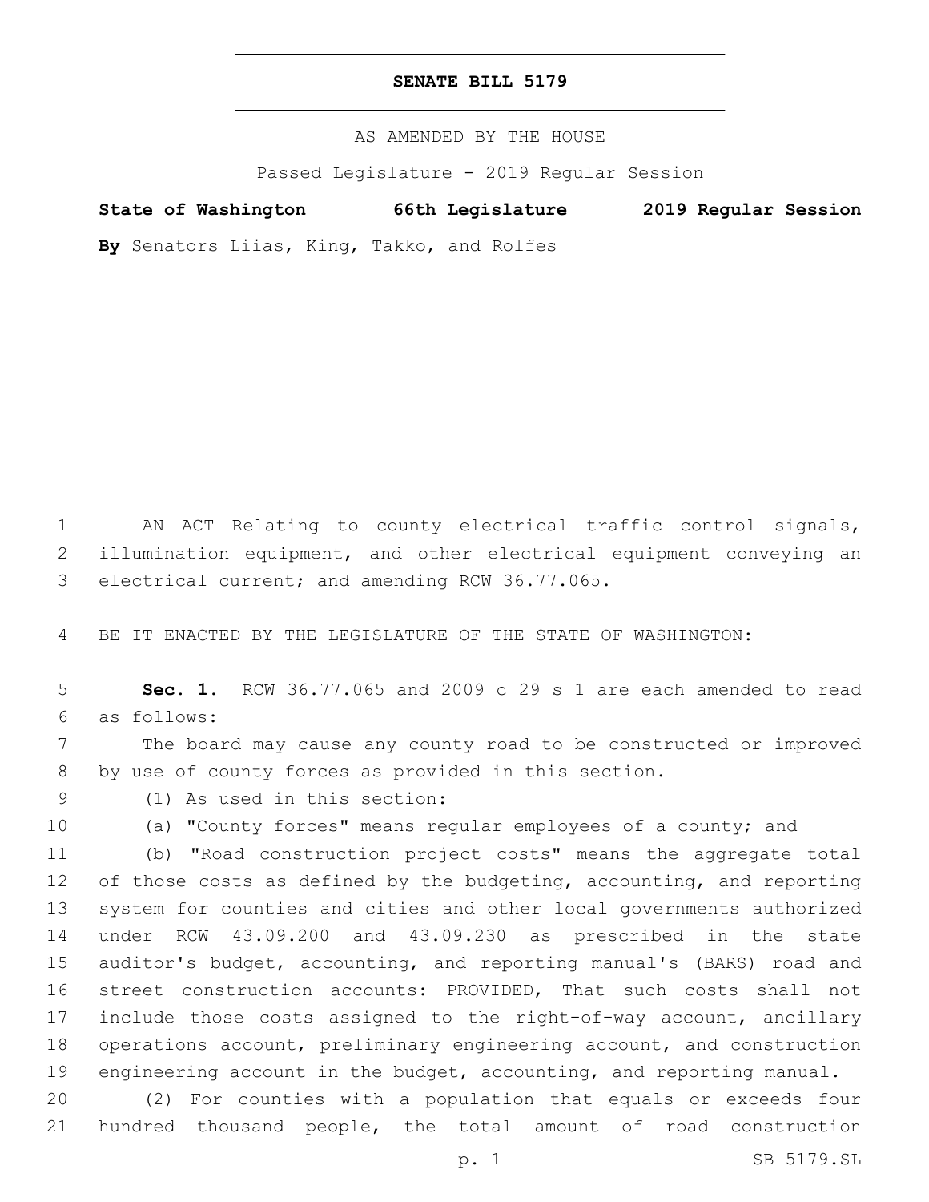# SENATE BILL 5179

AS AMENDED BY THE HOUSE

Passed Legislature - 2019 Regular Session

**State of Washington 66th Legislature 2019 Regular Session**

**By** Senators Liias, King, Takko, and Rolfes

AN ACT Relating to county electrical traffic control signals, illumination equipment, and other electrical equipment conveying an electrical current; and amending RCW 36.77.065.

BE IT ENACTED BY THE LEGISLATURE OF THE STATE OF WASHINGTON:

**Sec. 1.** RCW 36.77.065 and 2009 c 29 s 1 are each amended to read as follows:

The board may cause any county road to be constructed or improved by use of county forces as provided in this section.

(1) As used in this section:

(a) "County forces" means regular employees of a county; and

(b) "Road construction project costs" means the aggregate total of those costs as defined by the budgeting, accounting, and reporting system for counties and cities and other local governments authorized under RCW 43.09.200 and 43.09.230 as prescribed in the state auditor's budget, accounting, and reporting manual's (BARS) road and street construction accounts: PROVIDED, That such costs shall not include those costs assigned to the right-of-way account, ancillary operations account, preliminary engineering account, and construction engineering account in the budget, accounting, and reporting manual.

(2) For counties with a population that equals or exceeds four hundred thousand people, the total amount of road construction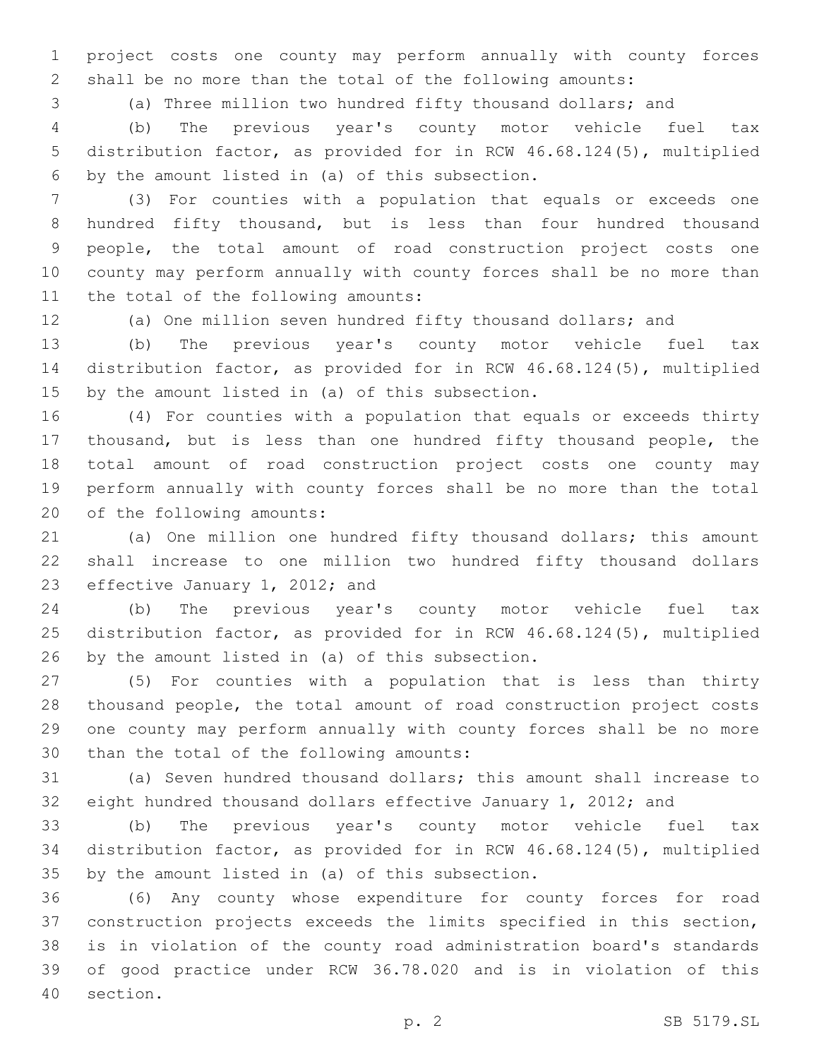project costs one county may perform annually with county forces shall be no more than the total of the following amounts:

(a) Three million two hundred fifty thousand dollars; and

(b) The previous year's county motor vehicle fuel tax distribution factor, as provided for in RCW 46.68.124(5), multiplied by the amount listed in (a) of this subsection.

(3) For counties with a population that equals or exceeds one hundred fifty thousand, but is less than four hundred thousand people, the total amount of road construction project costs one county may perform annually with county forces shall be no more than the total of the following amounts:

(a) One million seven hundred fifty thousand dollars; and

(b) The previous year's county motor vehicle fuel tax distribution factor, as provided for in RCW 46.68.124(5), multiplied by the amount listed in (a) of this subsection.

(4) For counties with a population that equals or exceeds thirty thousand, but is less than one hundred fifty thousand people, the total amount of road construction project costs one county may perform annually with county forces shall be no more than the total of the following amounts:

(a) One million one hundred fifty thousand dollars; this amount shall increase to one million two hundred fifty thousand dollars effective January 1, 2012; and

(b) The previous year's county motor vehicle fuel tax distribution factor, as provided for in RCW 46.68.124(5), multiplied by the amount listed in (a) of this subsection.

(5) For counties with a population that is less than thirty thousand people, the total amount of road construction project costs one county may perform annually with county forces shall be no more than the total of the following amounts:

(a) Seven hundred thousand dollars; this amount shall increase to eight hundred thousand dollars effective January 1, 2012; and

(b) The previous year's county motor vehicle fuel tax distribution factor, as provided for in RCW 46.68.124(5), multiplied by the amount listed in (a) of this subsection.

(6) Any county whose expenditure for county forces for road construction projects exceeds the limits specified in this section, is in violation of the county road administration board's standards of good practice under RCW 36.78.020 and is in violation of this section.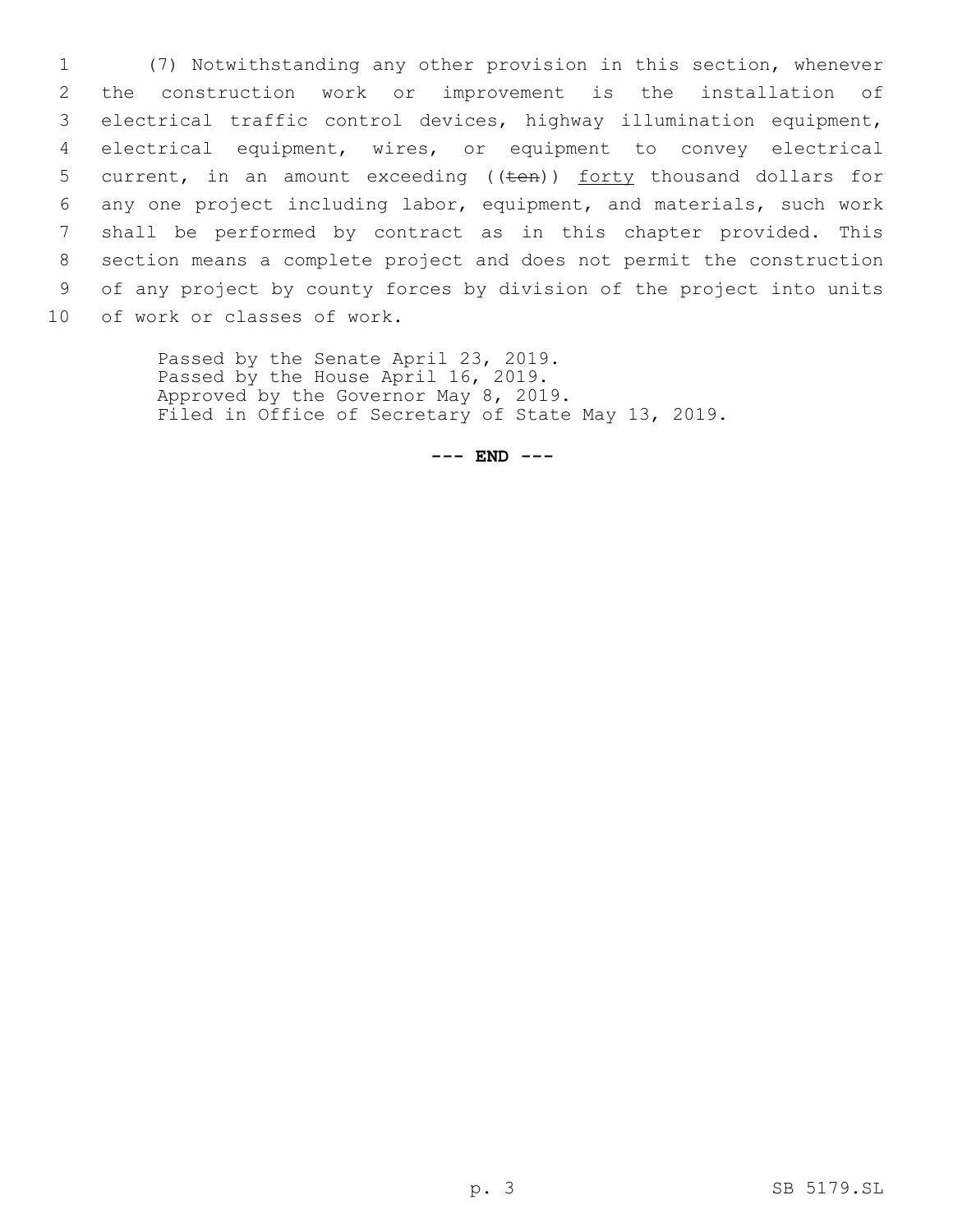(7) Notwithstanding any other provision in this section, whenever the construction work or improvement is the installation of electrical traffic control devices, highway illumination equipment, electrical equipment, wires, or equipment to convey electrical current, in an amount exceeding ((~~ten~~)) forty thousand dollars for any one project including labor, equipment, and materials, such work shall be performed by contract as in this chapter provided. This section means a complete project and does not permit the construction of any project by county forces by division of the project into units of work or classes of work.

Passed by the Senate April 23, 2019.
Passed by the House April 16, 2019.
Approved by the Governor May 8, 2019.
Filed in Office of Secretary of State May 13, 2019.

**--- END ---**